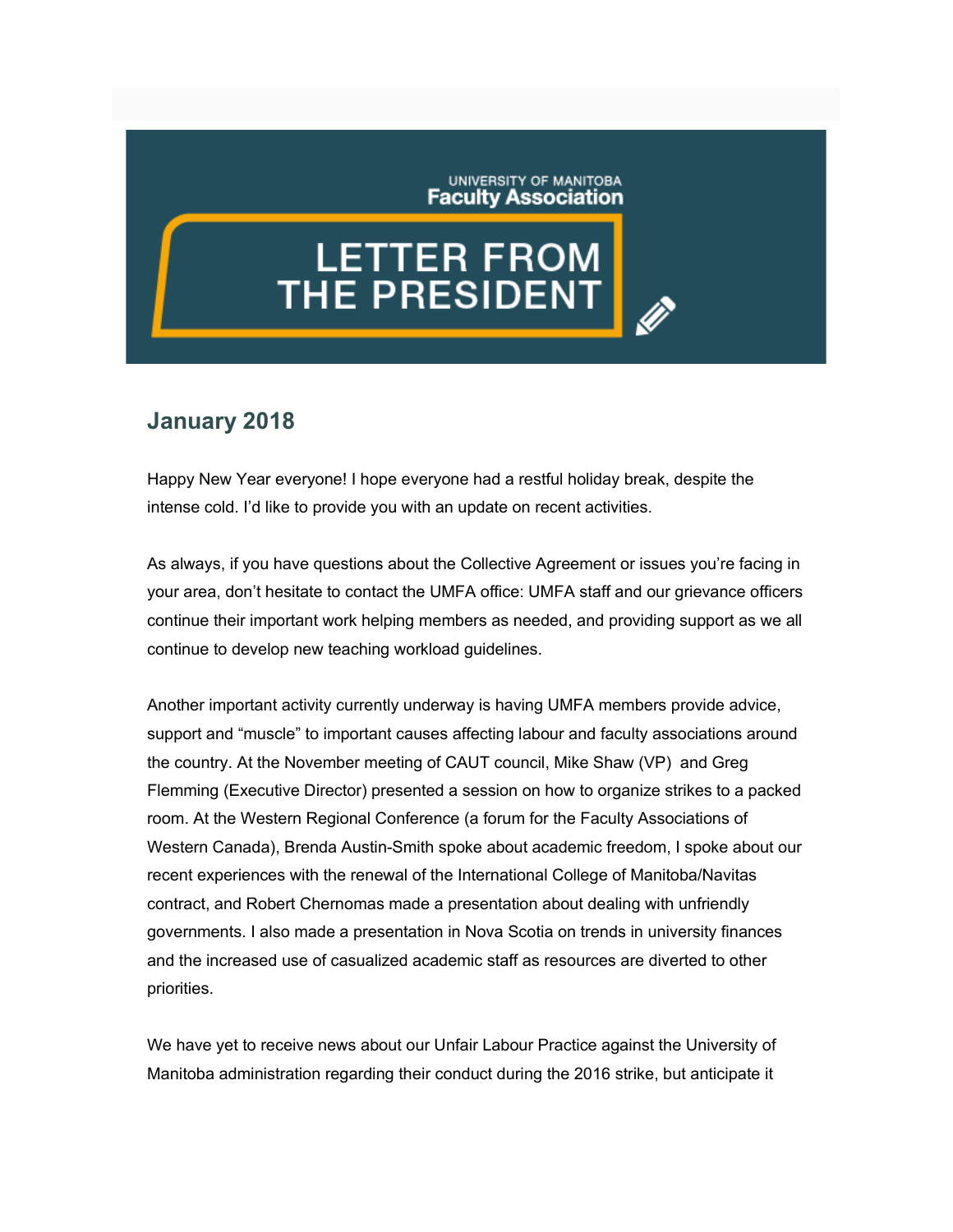UNIVERSITY OF MANITOBA
**Faculty Association**

# LETTER FROM THE PRESIDENT

## January 2018

Happy New Year everyone! I hope everyone had a restful holiday break, despite the intense cold. I'd like to provide you with an update on recent activities.

As always, if you have questions about the Collective Agreement or issues you're facing in your area, don't hesitate to contact the UMFA office: UMFA staff and our grievance officers continue their important work helping members as needed, and providing support as we all continue to develop new teaching workload guidelines.

Another important activity currently underway is having UMFA members provide advice, support and "muscle" to important causes affecting labour and faculty associations around the country. At the November meeting of CAUT council, Mike Shaw (VP) and Greg Flemming (Executive Director) presented a session on how to organize strikes to a packed room. At the Western Regional Conference (a forum for the Faculty Associations of Western Canada), Brenda Austin-Smith spoke about academic freedom, I spoke about our recent experiences with the renewal of the International College of Manitoba/Navitas contract, and Robert Chernomas made a presentation about dealing with unfriendly governments. I also made a presentation in Nova Scotia on trends in university finances and the increased use of casualized academic staff as resources are diverted to other priorities.

We have yet to receive news about our Unfair Labour Practice against the University of Manitoba administration regarding their conduct during the 2016 strike, but anticipate it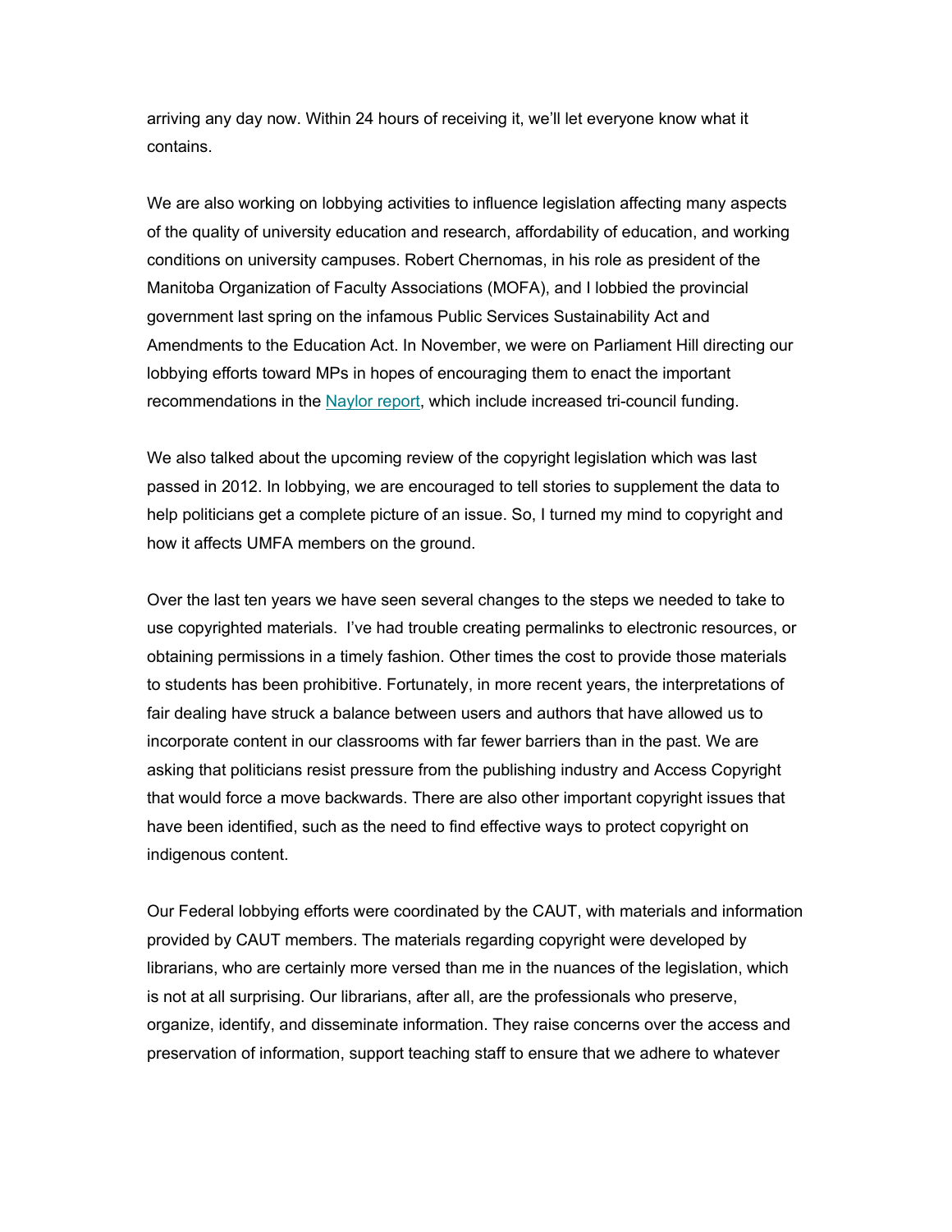arriving any day now. Within 24 hours of receiving it, we'll let everyone know what it contains.

We are also working on lobbying activities to influence legislation affecting many aspects of the quality of university education and research, affordability of education, and working conditions on university campuses. Robert Chernomas, in his role as president of the Manitoba Organization of Faculty Associations (MOFA), and I lobbied the provincial government last spring on the infamous Public Services Sustainability Act and Amendments to the Education Act. In November, we were on Parliament Hill directing our lobbying efforts toward MPs in hopes of encouraging them to enact the important recommendations in the Naylor report, which include increased tri-council funding.

We also talked about the upcoming review of the copyright legislation which was last passed in 2012. In lobbying, we are encouraged to tell stories to supplement the data to help politicians get a complete picture of an issue. So, I turned my mind to copyright and how it affects UMFA members on the ground.

Over the last ten years we have seen several changes to the steps we needed to take to use copyrighted materials. I've had trouble creating permalinks to electronic resources, or obtaining permissions in a timely fashion. Other times the cost to provide those materials to students has been prohibitive. Fortunately, in more recent years, the interpretations of fair dealing have struck a balance between users and authors that have allowed us to incorporate content in our classrooms with far fewer barriers than in the past. We are asking that politicians resist pressure from the publishing industry and Access Copyright that would force a move backwards. There are also other important copyright issues that have been identified, such as the need to find effective ways to protect copyright on indigenous content.

Our Federal lobbying efforts were coordinated by the CAUT, with materials and information provided by CAUT members. The materials regarding copyright were developed by librarians, who are certainly more versed than me in the nuances of the legislation, which is not at all surprising. Our librarians, after all, are the professionals who preserve, organize, identify, and disseminate information. They raise concerns over the access and preservation of information, support teaching staff to ensure that we adhere to whatever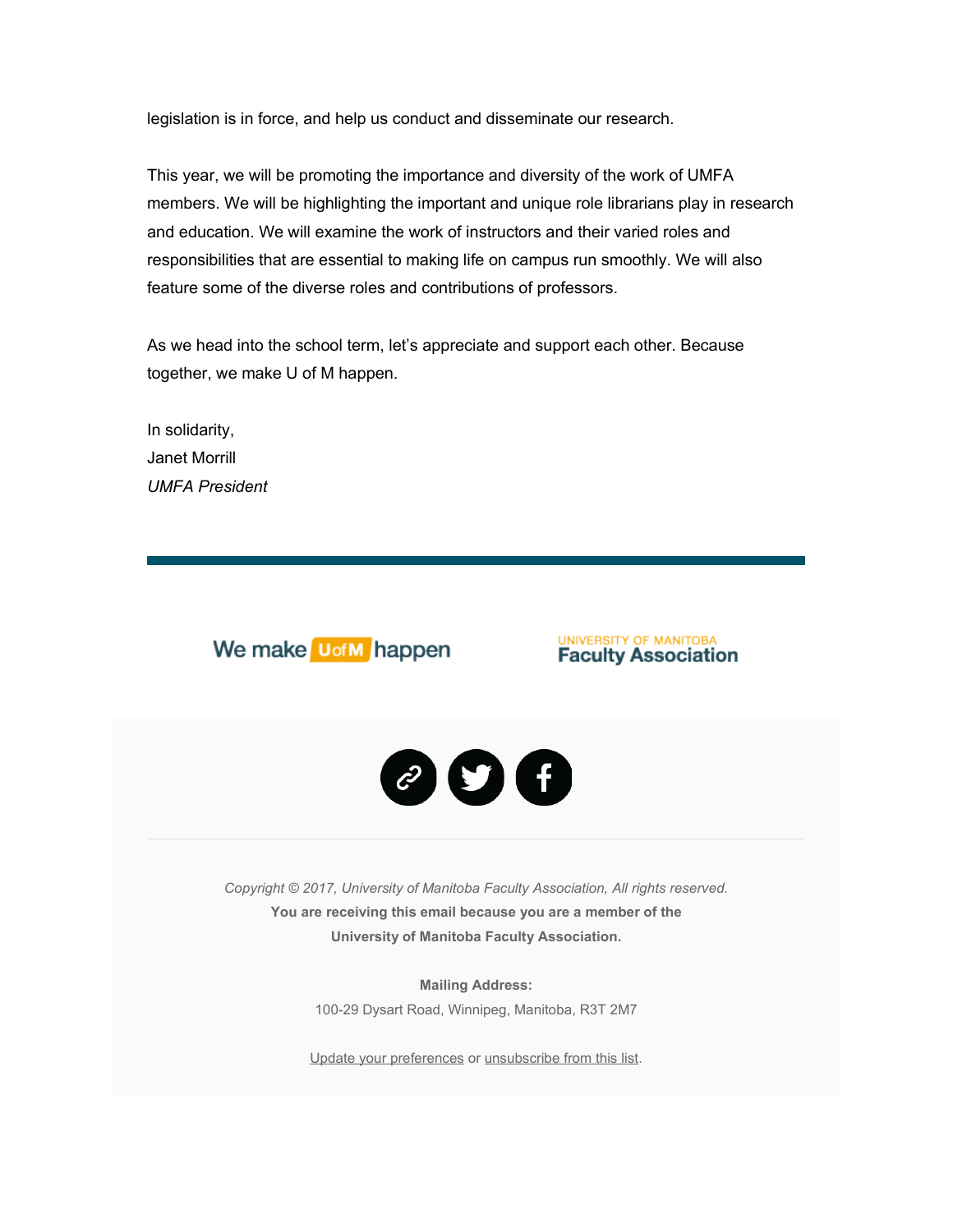legislation is in force, and help us conduct and disseminate our research.

This year, we will be promoting the importance and diversity of the work of UMFA members. We will be highlighting the important and unique role librarians play in research and education. We will examine the work of instructors and their varied roles and responsibilities that are essential to making life on campus run smoothly. We will also feature some of the diverse roles and contributions of professors.

As we head into the school term, let's appreciate and support each other. Because together, we make U of M happen.

In solidarity,
Janet Morrill
*UMFA President*

---

We make UofM happen

UNIVERSITY OF MANITOBA
Faculty Association

*Copyright © 2017, University of Manitoba Faculty Association, All rights reserved.*
**You are receiving this email because you are a member of the University of Manitoba Faculty Association.**

**Mailing Address:**
100-29 Dysart Road, Winnipeg, Manitoba, R3T 2M7

Update your preferences or unsubscribe from this list.